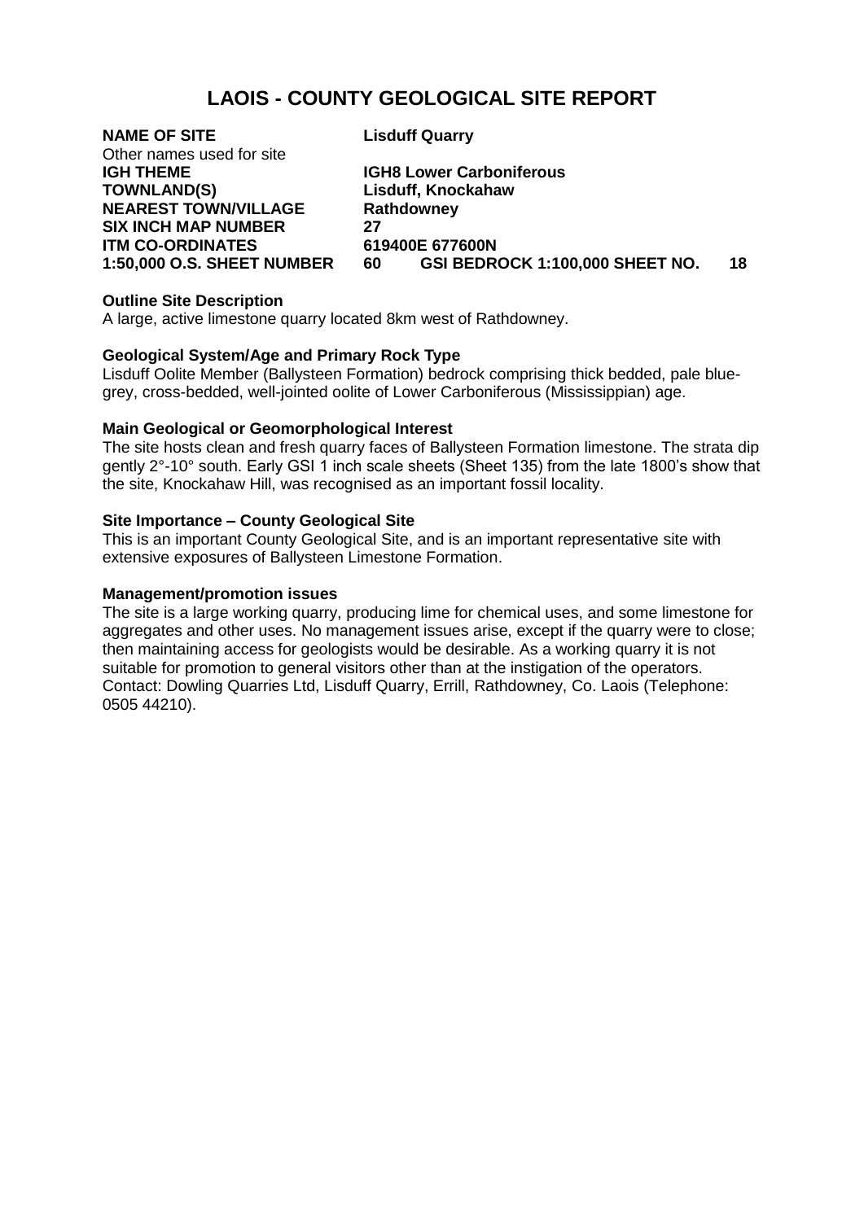# LAOIS - COUNTY GEOLOGICAL SITE REPORT

| | |
|---|---|
| **NAME OF SITE** | **Lisduff Quarry** |
| Other names used for site | |
| **IGH THEME** | **IGH8 Lower Carboniferous** |
| **TOWNLAND(S)** | **Lisduff, Knockahaw** |
| **NEAREST TOWN/VILLAGE** | **Rathdowney** |
| **SIX INCH MAP NUMBER** | **27** |
| **ITM CO-ORDINATES** | **619400E 677600N** |
| **1:50,000 O.S. SHEET NUMBER** | **60 GSI BEDROCK 1:100,000 SHEET NO. 18** |

**Outline Site Description**

A large, active limestone quarry located 8km west of Rathdowney.

**Geological System/Age and Primary Rock Type**

Lisduff Oolite Member (Ballysteen Formation) bedrock comprising thick bedded, pale blue-grey, cross-bedded, well-jointed oolite of Lower Carboniferous (Mississippian) age.

**Main Geological or Geomorphological Interest**

The site hosts clean and fresh quarry faces of Ballysteen Formation limestone. The strata dip gently 2°-10° south. Early GSI 1 inch scale sheets (Sheet 135) from the late 1800's show that the site, Knockahaw Hill, was recognised as an important fossil locality.

**Site Importance – County Geological Site**

This is an important County Geological Site, and is an important representative site with extensive exposures of Ballysteen Limestone Formation.

**Management/promotion issues**

The site is a large working quarry, producing lime for chemical uses, and some limestone for aggregates and other uses. No management issues arise, except if the quarry were to close; then maintaining access for geologists would be desirable. As a working quarry it is not suitable for promotion to general visitors other than at the instigation of the operators. Contact: Dowling Quarries Ltd, Lisduff Quarry, Errill, Rathdowney, Co. Laois (Telephone: 0505 44210).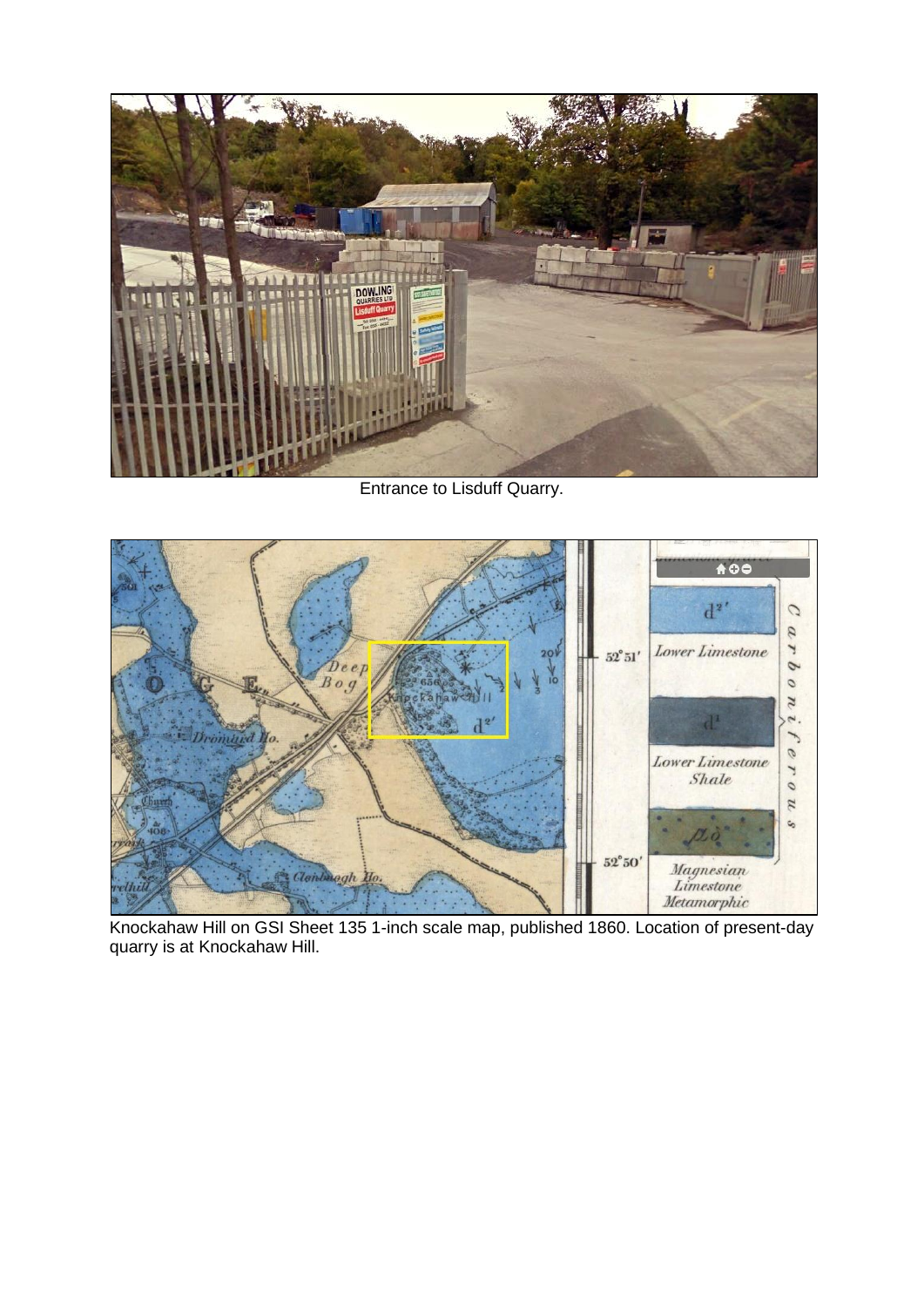Entrance to Lisduff Quarry.

Knockahaw Hill on GSI Sheet 135 1-inch scale map, published 1860. Location of present-day quarry is at Knockahaw Hill.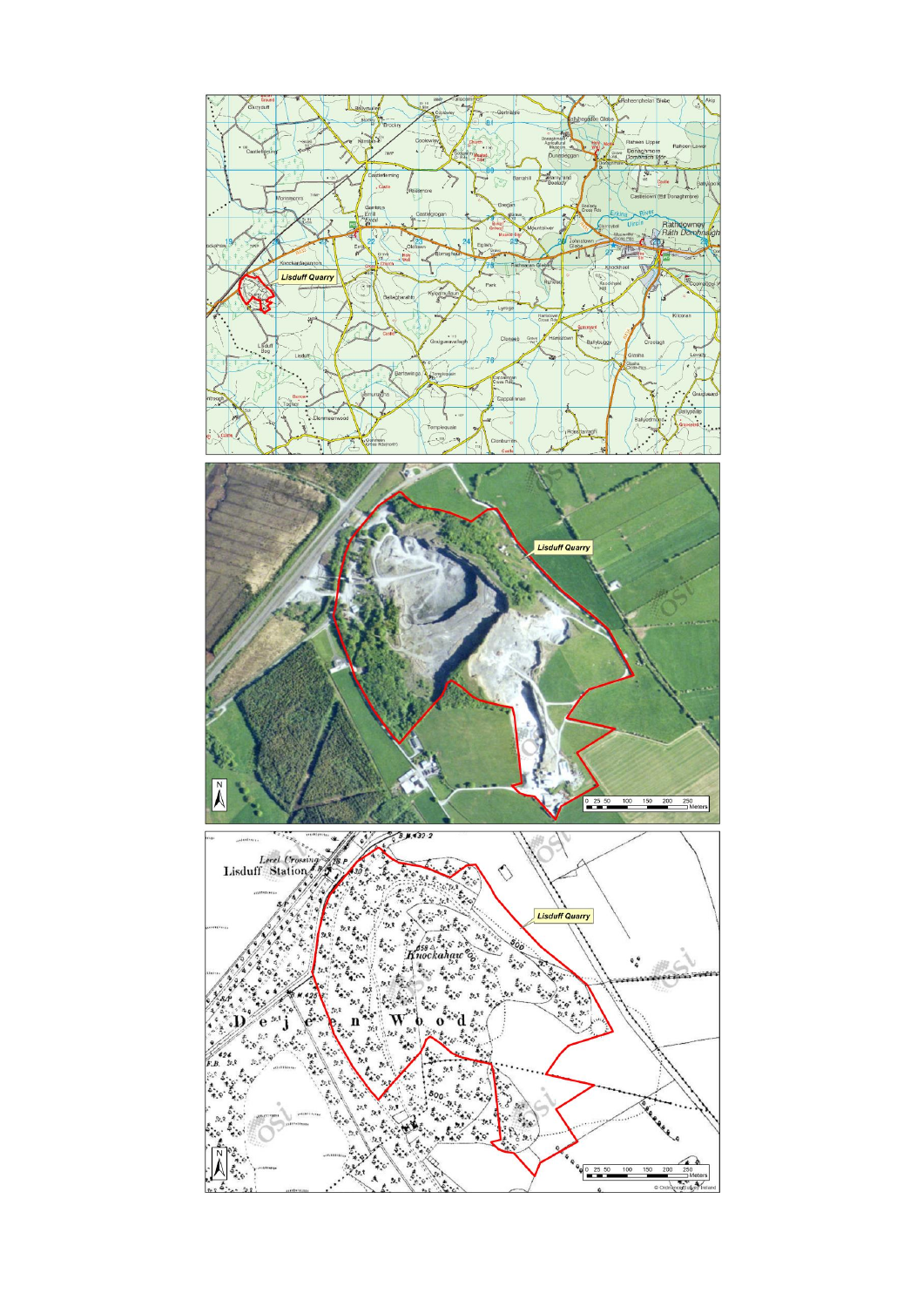Lisduff Quarry

Lisduff Quarry

N

0 25 50 100 150 200 250
Meters

Lisduff Quarry

Lisduff Station

Level Crossing

Knockahaw

Dejeen Wood

N

0 25 50 100 150 200 250
Meters

© Ordnance Survey Ireland